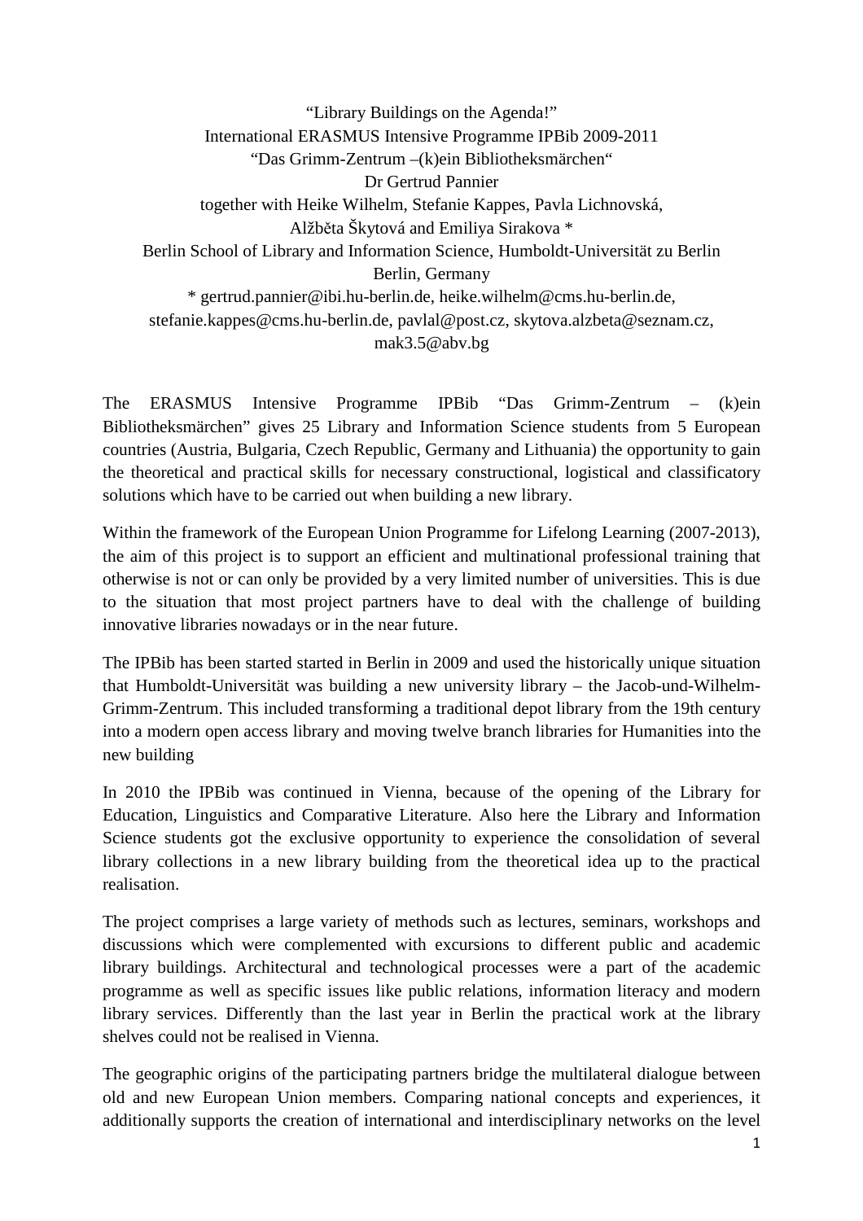# "Library Buildings on the Agenda!"

International ERASMUS Intensive Programme IPBib 2009-2011

"Das Grimm-Zentrum –(k)ein Bibliotheksmärchen"

Dr Gertrud Pannier

together with Heike Wilhelm, Stefanie Kappes, Pavla Lichnovská, Alžběta Škytová and Emiliya Sirakova *

Berlin School of Library and Information Science, Humboldt-Universität zu Berlin

Berlin, Germany

* gertrud.pannier@ibi.hu-berlin.de, heike.wilhelm@cms.hu-berlin.de, stefanie.kappes@cms.hu-berlin.de, pavlal@post.cz, skytova.alzbeta@seznam.cz, mak3.5@abv.bg

The ERASMUS Intensive Programme IPBib "Das Grimm-Zentrum – (k)ein Bibliotheksmärchen" gives 25 Library and Information Science students from 5 European countries (Austria, Bulgaria, Czech Republic, Germany and Lithuania) the opportunity to gain the theoretical and practical skills for necessary constructional, logistical and classificatory solutions which have to be carried out when building a new library.

Within the framework of the European Union Programme for Lifelong Learning (2007-2013), the aim of this project is to support an efficient and multinational professional training that otherwise is not or can only be provided by a very limited number of universities. This is due to the situation that most project partners have to deal with the challenge of building innovative libraries nowadays or in the near future.

The IPBib has been started started in Berlin in 2009 and used the historically unique situation that Humboldt-Universität was building a new university library – the Jacob-und-Wilhelm-Grimm-Zentrum. This included transforming a traditional depot library from the 19th century into a modern open access library and moving twelve branch libraries for Humanities into the new building

In 2010 the IPBib was continued in Vienna, because of the opening of the Library for Education, Linguistics and Comparative Literature. Also here the Library and Information Science students got the exclusive opportunity to experience the consolidation of several library collections in a new library building from the theoretical idea up to the practical realisation.

The project comprises a large variety of methods such as lectures, seminars, workshops and discussions which were complemented with excursions to different public and academic library buildings. Architectural and technological processes were a part of the academic programme as well as specific issues like public relations, information literacy and modern library services. Differently than the last year in Berlin the practical work at the library shelves could not be realised in Vienna.

The geographic origins of the participating partners bridge the multilateral dialogue between old and new European Union members. Comparing national concepts and experiences, it additionally supports the creation of international and interdisciplinary networks on the level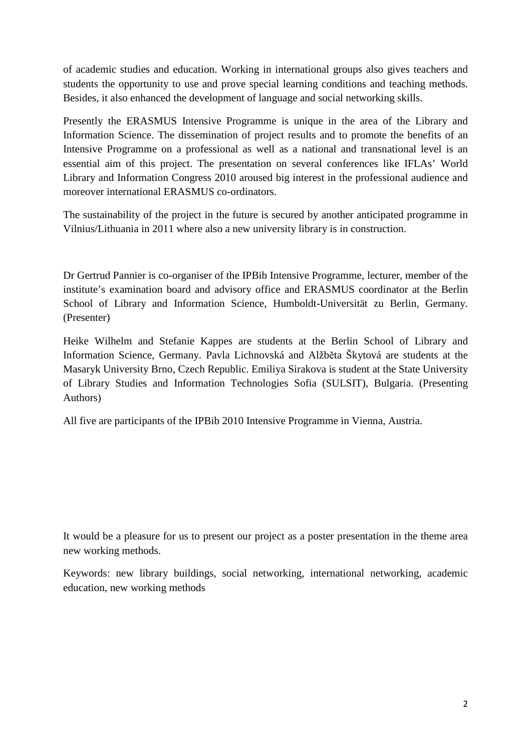of academic studies and education. Working in international groups also gives teachers and students the opportunity to use and prove special learning conditions and teaching methods. Besides, it also enhanced the development of language and social networking skills.

Presently the ERASMUS Intensive Programme is unique in the area of the Library and Information Science. The dissemination of project results and to promote the benefits of an Intensive Programme on a professional as well as a national and transnational level is an essential aim of this project. The presentation on several conferences like IFLAs' World Library and Information Congress 2010 aroused big interest in the professional audience and moreover international ERASMUS co-ordinators.

The sustainability of the project in the future is secured by another anticipated programme in Vilnius/Lithuania in 2011 where also a new university library is in construction.

Dr Gertrud Pannier is co-organiser of the IPBib Intensive Programme, lecturer, member of the institute's examination board and advisory office and ERASMUS coordinator at the Berlin School of Library and Information Science, Humboldt-Universität zu Berlin, Germany. (Presenter)

Heike Wilhelm and Stefanie Kappes are students at the Berlin School of Library and Information Science, Germany. Pavla Lichnovská and Alžběta Škytová are students at the Masaryk University Brno, Czech Republic. Emiliya Sirakova is student at the State University of Library Studies and Information Technologies Sofia (SULSIT), Bulgaria. (Presenting Authors)

All five are participants of the IPBib 2010 Intensive Programme in Vienna, Austria.

It would be a pleasure for us to present our project as a poster presentation in the theme area new working methods.

Keywords: new library buildings, social networking, international networking, academic education, new working methods